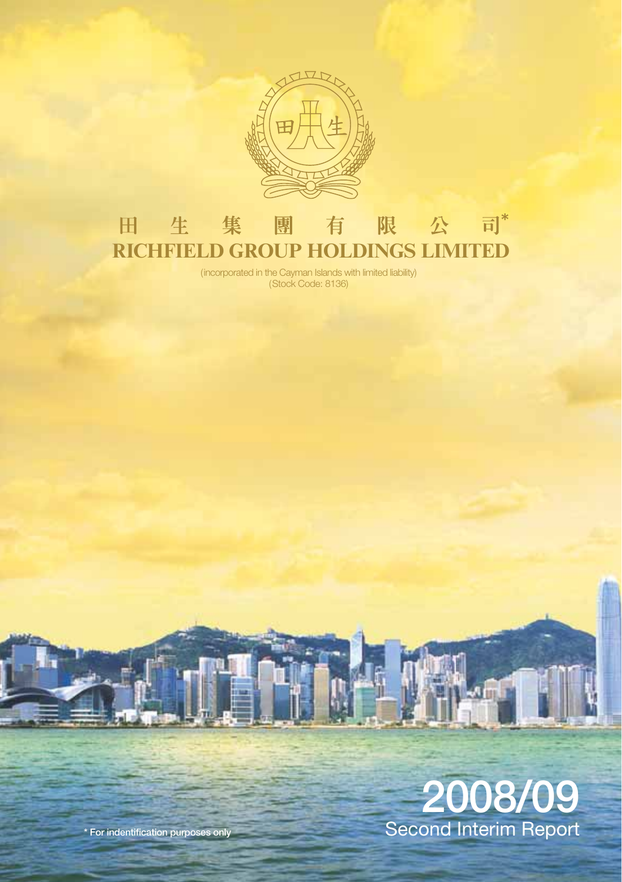# 田生集團有限公司*

# RICHFIELD GROUP HOLDINGS LIMITED

(incorporated in the Cayman Islands with limited liability)
(Stock Code: 8136)

# 2008/09

## Second Interim Report

* For indentification purposes only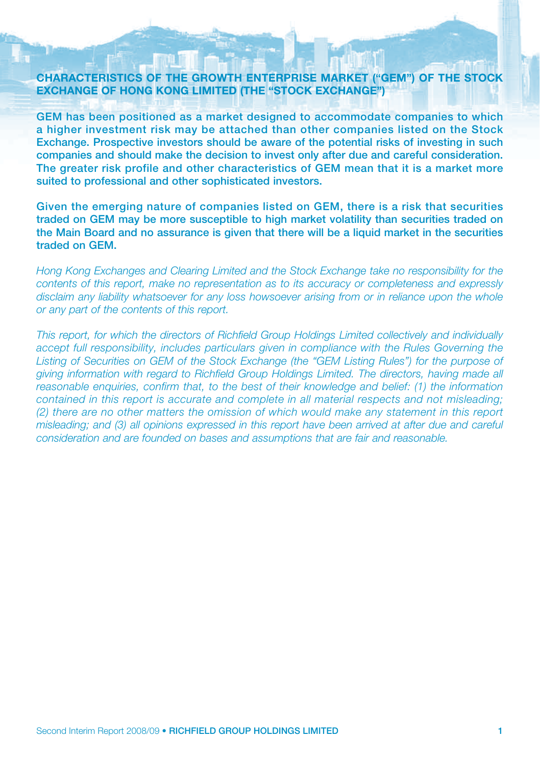## CHARACTERISTICS OF THE GROWTH ENTERPRISE MARKET ("GEM") OF THE STOCK EXCHANGE OF HONG KONG LIMITED (THE "STOCK EXCHANGE")

**GEM has been positioned as a market designed to accommodate companies to which a higher investment risk may be attached than other companies listed on the Stock Exchange. Prospective investors should be aware of the potential risks of investing in such companies and should make the decision to invest only after due and careful consideration. The greater risk profile and other characteristics of GEM mean that it is a market more suited to professional and other sophisticated investors.**

**Given the emerging nature of companies listed on GEM, there is a risk that securities traded on GEM may be more susceptible to high market volatility than securities traded on the Main Board and no assurance is given that there will be a liquid market in the securities traded on GEM.**

*Hong Kong Exchanges and Clearing Limited and the Stock Exchange take no responsibility for the contents of this report, make no representation as to its accuracy or completeness and expressly disclaim any liability whatsoever for any loss howsoever arising from or in reliance upon the whole or any part of the contents of this report.*

*This report, for which the directors of Richfield Group Holdings Limited collectively and individually accept full responsibility, includes particulars given in compliance with the Rules Governing the Listing of Securities on GEM of the Stock Exchange (the "GEM Listing Rules") for the purpose of giving information with regard to Richfield Group Holdings Limited. The directors, having made all reasonable enquiries, confirm that, to the best of their knowledge and belief: (1) the information contained in this report is accurate and complete in all material respects and not misleading; (2) there are no other matters the omission of which would make any statement in this report misleading; and (3) all opinions expressed in this report have been arrived at after due and careful consideration and are founded on bases and assumptions that are fair and reasonable.*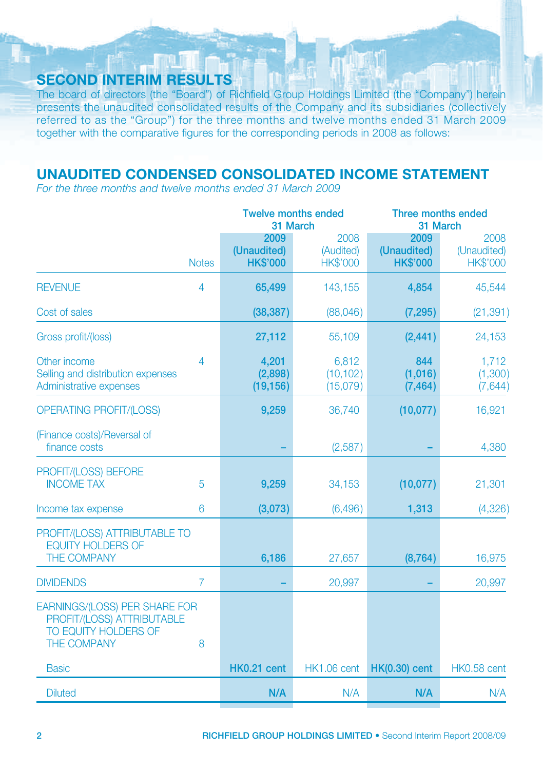## SECOND INTERIM RESULTS

The board of directors (the "Board") of Richfield Group Holdings Limited (the "Company") herein presents the unaudited consolidated results of the Company and its subsidiaries (collectively referred to as the "Group") for the three months and twelve months ended 31 March 2009 together with the comparative figures for the corresponding periods in 2008 as follows:

## UNAUDITED CONDENSED CONSOLIDATED INCOME STATEMENT

*For the three months and twelve months ended 31 March 2009*

| | Notes | Twelve months ended 31 March | | Three months ended 31 March | |
|---|---|---|---|---|---|
| | | **2009 (Unaudited) HK$'000** | 2008 (Audited) HK$'000 | **2009 (Unaudited) HK$'000** | 2008 (Unaudited) HK$'000 |
| REVENUE | 4 | **65,499** | 143,155 | **4,854** | 45,544 |
| Cost of sales | | **(38,387)** | (88,046) | **(7,295)** | (21,391) |
| Gross profit/(loss) | | **27,112** | 55,109 | **(2,441)** | 24,153 |
| Other income | 4 | **4,201** | 6,812 | **844** | 1,712 |
| Selling and distribution expenses | | **(2,898)** | (10,102) | **(1,016)** | (1,300) |
| Administrative expenses | | **(19,156)** | (15,079) | **(7,464)** | (7,644) |
| OPERATING PROFIT/(LOSS) | | **9,259** | 36,740 | **(10,077)** | 16,921 |
| (Finance costs)/Reversal of finance costs | | **–** | (2,587) | **–** | 4,380 |
| PROFIT/(LOSS) BEFORE INCOME TAX | 5 | **9,259** | 34,153 | **(10,077)** | 21,301 |
| Income tax expense | 6 | **(3,073)** | (6,496) | **1,313** | (4,326) |
| PROFIT/(LOSS) ATTRIBUTABLE TO EQUITY HOLDERS OF THE COMPANY | | **6,186** | 27,657 | **(8,764)** | 16,975 |
| DIVIDENDS | 7 | **–** | 20,997 | **–** | 20,997 |
| EARNINGS/(LOSS) PER SHARE FOR PROFIT/(LOSS) ATTRIBUTABLE TO EQUITY HOLDERS OF THE COMPANY | 8 | | | | |
| Basic | | **HK0.21 cent** | HK1.06 cent | **HK(0.30) cent** | HK0.58 cent |
| Diluted | | **N/A** | N/A | **N/A** | N/A |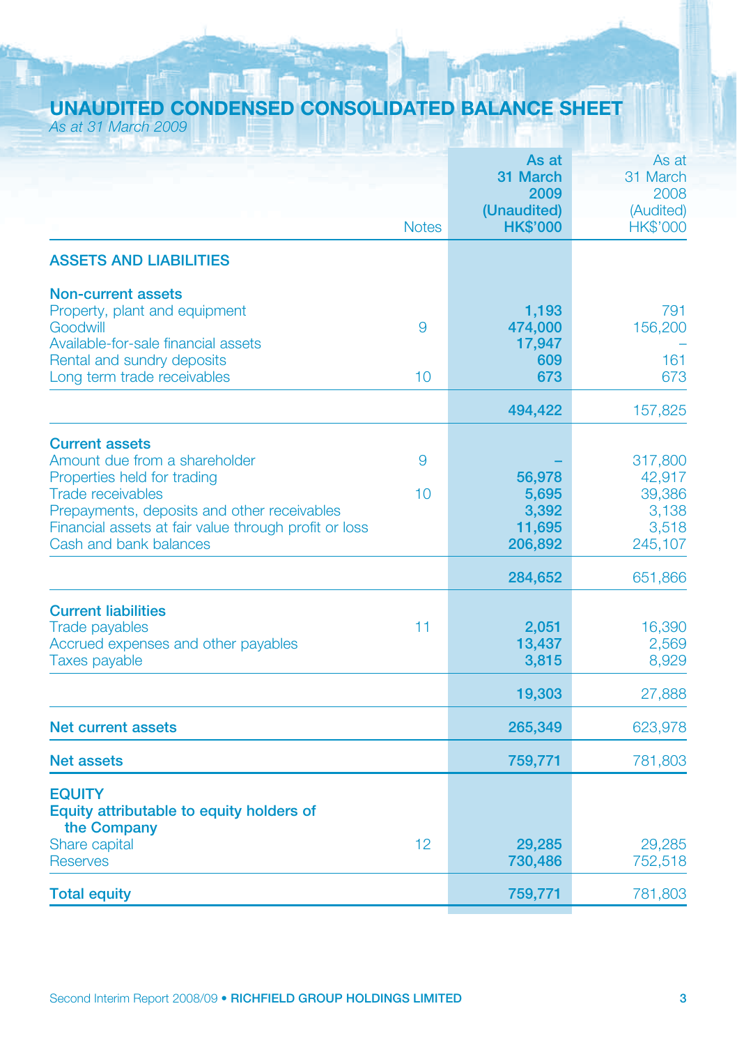# UNAUDITED CONDENSED CONSOLIDATED BALANCE SHEET

*As at 31 March 2009*

| | Notes | As at 31 March 2009 (Unaudited) HK$'000 | As at 31 March 2008 (Audited) HK$'000 |
|---|---|---|---|
| **ASSETS AND LIABILITIES** | | | |
| **Non-current assets** | | | |
| Property, plant and equipment | | **1,193** | 791 |
| Goodwill | 9 | **474,000** | 156,200 |
| Available-for-sale financial assets | | **17,947** | – |
| Rental and sundry deposits | | **609** | 161 |
| Long term trade receivables | 10 | **673** | 673 |
| | | **494,422** | 157,825 |
| **Current assets** | | | |
| Amount due from a shareholder | 9 | **–** | 317,800 |
| Properties held for trading | | **56,978** | 42,917 |
| Trade receivables | 10 | **5,695** | 39,386 |
| Prepayments, deposits and other receivables | | **3,392** | 3,138 |
| Financial assets at fair value through profit or loss | | **11,695** | 3,518 |
| Cash and bank balances | | **206,892** | 245,107 |
| | | **284,652** | 651,866 |
| **Current liabilities** | | | |
| Trade payables | 11 | **2,051** | 16,390 |
| Accrued expenses and other payables | | **13,437** | 2,569 |
| Taxes payable | | **3,815** | 8,929 |
| | | **19,303** | 27,888 |
| **Net current assets** | | **265,349** | 623,978 |
| **Net assets** | | **759,771** | 781,803 |
| **EQUITY** | | | |
| **Equity attributable to equity holders of the Company** | | | |
| Share capital | 12 | **29,285** | 29,285 |
| Reserves | | **730,486** | 752,518 |
| **Total equity** | | **759,771** | 781,803 |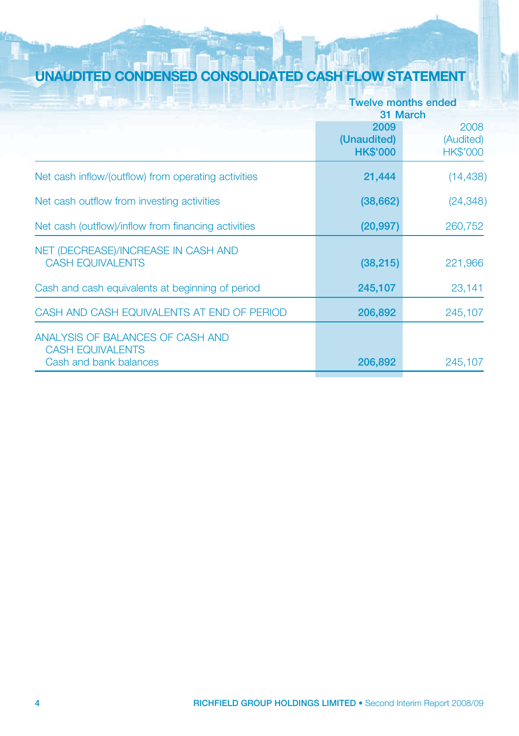# UNAUDITED CONDENSED CONSOLIDATED CASH FLOW STATEMENT

| | Twelve months ended 31 March | |
|---|---|---|
| | **2009** | 2008 |
| | **(Unaudited)** | (Audited) |
| | **HK$'000** | HK$'000 |
| Net cash inflow/(outflow) from operating activities | **21,444** | (14,438) |
| Net cash outflow from investing activities | **(38,662)** | (24,348) |
| Net cash (outflow)/inflow from financing activities | **(20,997)** | 260,752 |
| NET (DECREASE)/INCREASE IN CASH AND CASH EQUIVALENTS | **(38,215)** | 221,966 |
| Cash and cash equivalents at beginning of period | **245,107** | 23,141 |
| CASH AND CASH EQUIVALENTS AT END OF PERIOD | **206,892** | 245,107 |
| ANALYSIS OF BALANCES OF CASH AND CASH EQUIVALENTS | | |
| Cash and bank balances | **206,892** | 245,107 |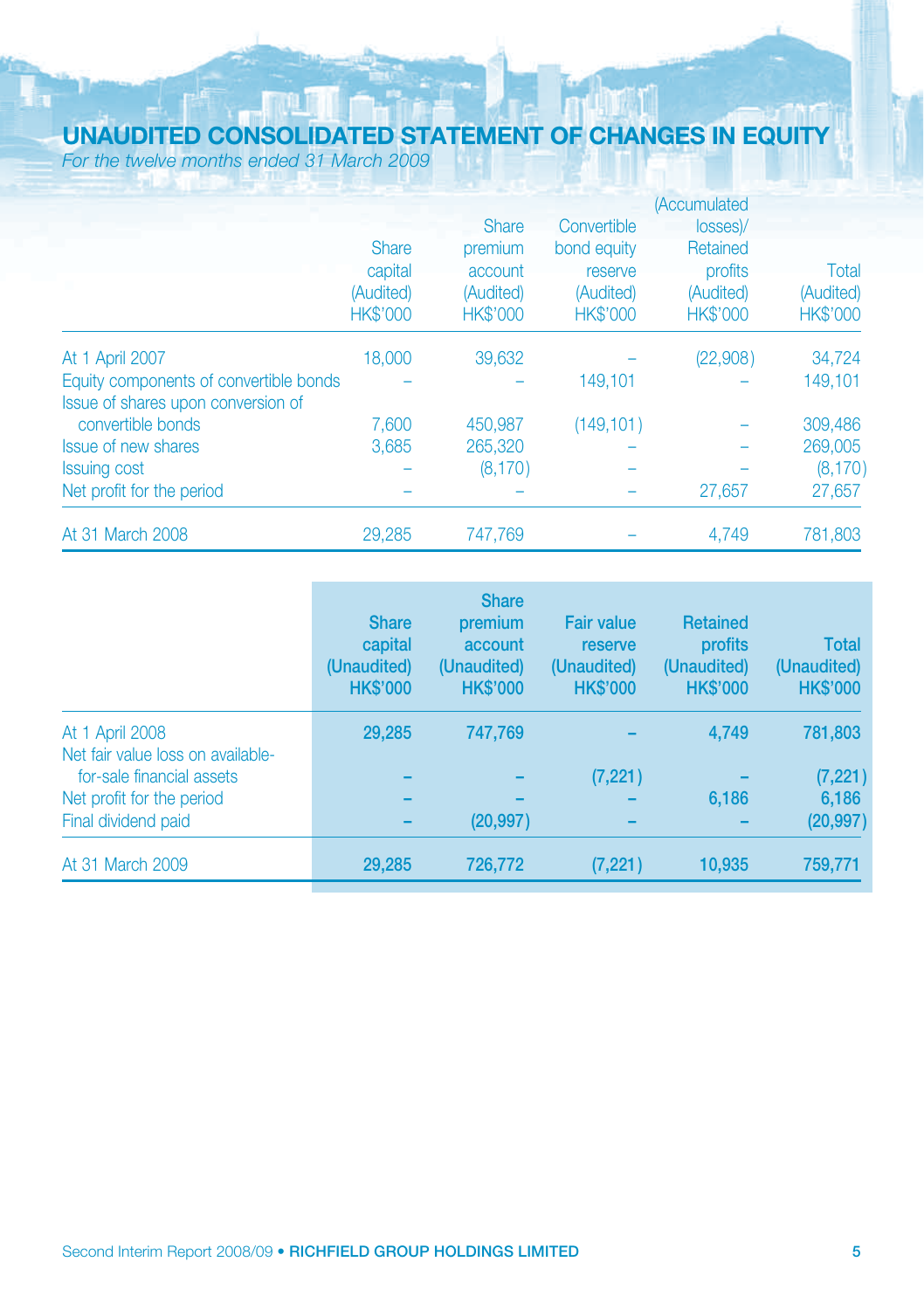# UNAUDITED CONSOLIDATED STATEMENT OF CHANGES IN EQUITY

*For the twelve months ended 31 March 2009*

| | Share capital (Audited) HK$'000 | Share premium account (Audited) HK$'000 | Convertible bond equity reserve (Audited) HK$'000 | (Accumulated losses)/ Retained profits (Audited) HK$'000 | Total (Audited) HK$'000 |
|---|---|---|---|---|---|
| At 1 April 2007 | 18,000 | 39,632 | – | (22,908) | 34,724 |
| Equity components of convertible bonds | – | – | 149,101 | – | 149,101 |
| Issue of shares upon conversion of convertible bonds | 7,600 | 450,987 | (149,101) | – | 309,486 |
| Issue of new shares | 3,685 | 265,320 | – | – | 269,005 |
| Issuing cost | – | (8,170) | – | – | (8,170) |
| Net profit for the period | – | – | – | 27,657 | 27,657 |
| At 31 March 2008 | 29,285 | 747,769 | – | 4,749 | 781,803 |

| | **Share capital (Unaudited) HK$'000** | **Share premium account (Unaudited) HK$'000** | **Fair value reserve (Unaudited) HK$'000** | **Retained profits (Unaudited) HK$'000** | **Total (Unaudited) HK$'000** |
|---|---|---|---|---|---|
| At 1 April 2008 | **29,285** | **747,769** | **–** | **4,749** | **781,803** |
| Net fair value loss on available-for-sale financial assets | **–** | **–** | **(7,221)** | **–** | **(7,221)** |
| Net profit for the period | **–** | **–** | **–** | **6,186** | **6,186** |
| Final dividend paid | **–** | **(20,997)** | **–** | **–** | **(20,997)** |
| At 31 March 2009 | **29,285** | **726,772** | **(7,221)** | **10,935** | **759,771** |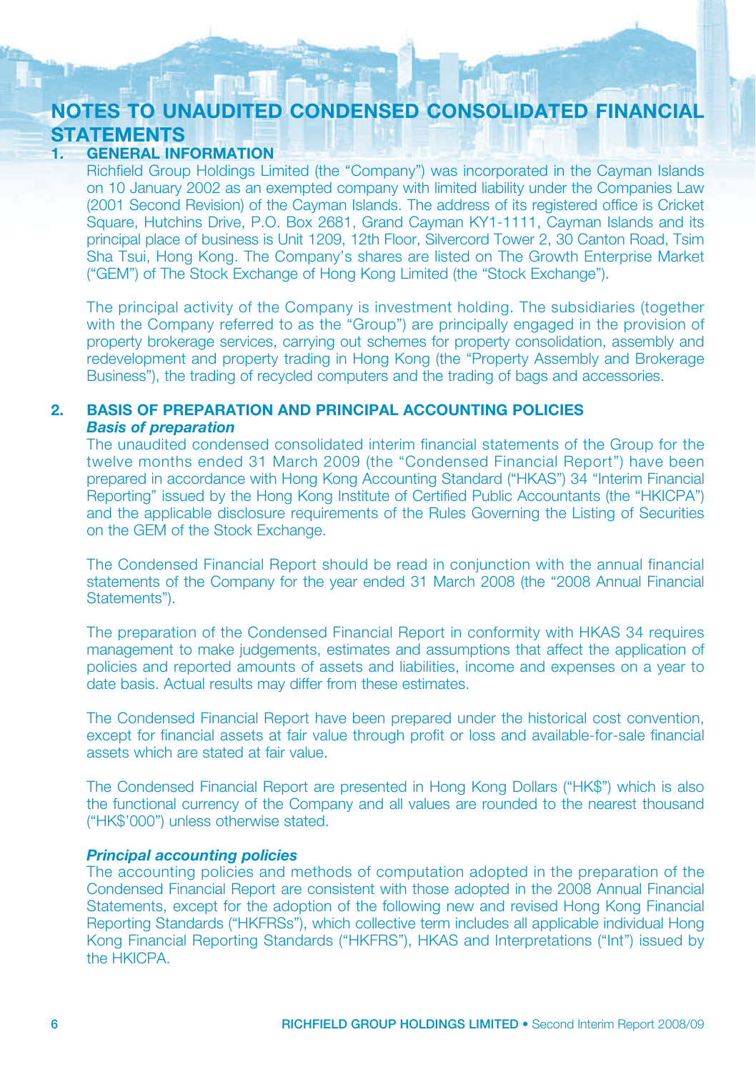# NOTES TO UNAUDITED CONDENSED CONSOLIDATED FINANCIAL STATEMENTS

## 1. GENERAL INFORMATION

Richfield Group Holdings Limited (the "Company") was incorporated in the Cayman Islands on 10 January 2002 as an exempted company with limited liability under the Companies Law (2001 Second Revision) of the Cayman Islands. The address of its registered office is Cricket Square, Hutchins Drive, P.O. Box 2681, Grand Cayman KY1-1111, Cayman Islands and its principal place of business is Unit 1209, 12th Floor, Silvercord Tower 2, 30 Canton Road, Tsim Sha Tsui, Hong Kong. The Company's shares are listed on The Growth Enterprise Market ("GEM") of The Stock Exchange of Hong Kong Limited (the "Stock Exchange").

The principal activity of the Company is investment holding. The subsidiaries (together with the Company referred to as the "Group") are principally engaged in the provision of property brokerage services, carrying out schemes for property consolidation, assembly and redevelopment and property trading in Hong Kong (the "Property Assembly and Brokerage Business"), the trading of recycled computers and the trading of bags and accessories.

## 2. BASIS OF PREPARATION AND PRINCIPAL ACCOUNTING POLICIES

***Basis of preparation***

The unaudited condensed consolidated interim financial statements of the Group for the twelve months ended 31 March 2009 (the "Condensed Financial Report") have been prepared in accordance with Hong Kong Accounting Standard ("HKAS") 34 "Interim Financial Reporting" issued by the Hong Kong Institute of Certified Public Accountants (the "HKICPA") and the applicable disclosure requirements of the Rules Governing the Listing of Securities on the GEM of the Stock Exchange.

The Condensed Financial Report should be read in conjunction with the annual financial statements of the Company for the year ended 31 March 2008 (the "2008 Annual Financial Statements").

The preparation of the Condensed Financial Report in conformity with HKAS 34 requires management to make judgements, estimates and assumptions that affect the application of policies and reported amounts of assets and liabilities, income and expenses on a year to date basis. Actual results may differ from these estimates.

The Condensed Financial Report have been prepared under the historical cost convention, except for financial assets at fair value through profit or loss and available-for-sale financial assets which are stated at fair value.

The Condensed Financial Report are presented in Hong Kong Dollars ("HK$") which is also the functional currency of the Company and all values are rounded to the nearest thousand ("HK$'000") unless otherwise stated.

***Principal accounting policies***

The accounting policies and methods of computation adopted in the preparation of the Condensed Financial Report are consistent with those adopted in the 2008 Annual Financial Statements, except for the adoption of the following new and revised Hong Kong Financial Reporting Standards ("HKFRSs"), which collective term includes all applicable individual Hong Kong Financial Reporting Standards ("HKFRS"), HKAS and Interpretations ("Int") issued by the HKICPA.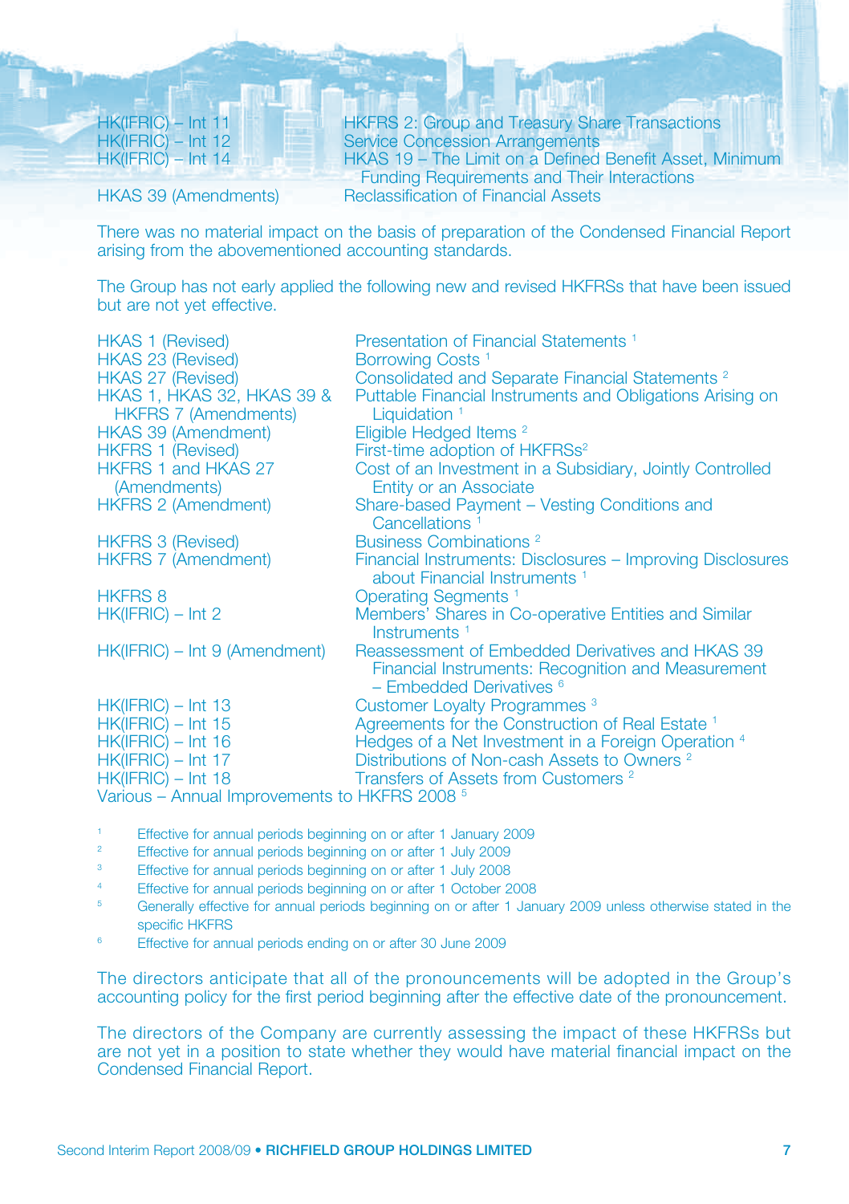| | |
|---|---|
| HK(IFRIC) – Int 11 | HKFRS 2: Group and Treasury Share Transactions |
| HK(IFRIC) – Int 12 | Service Concession Arrangements |
| HK(IFRIC) – Int 14 | HKAS 19 – The Limit on a Defined Benefit Asset, Minimum Funding Requirements and Their Interactions |
| HKAS 39 (Amendments) | Reclassification of Financial Assets |

There was no material impact on the basis of preparation of the Condensed Financial Report arising from the abovementioned accounting standards.

The Group has not early applied the following new and revised HKFRSs that have been issued but are not yet effective.

| | |
|---|---|
| HKAS 1 (Revised) | Presentation of Financial Statements [1] |
| HKAS 23 (Revised) | Borrowing Costs [1] |
| HKAS 27 (Revised) | Consolidated and Separate Financial Statements [2] |
| HKAS 1, HKAS 32, HKAS 39 & HKFRS 7 (Amendments) | Puttable Financial Instruments and Obligations Arising on Liquidation [1] |
| HKAS 39 (Amendment) | Eligible Hedged Items [2] |
| HKFRS 1 (Revised) | First-time adoption of HKFRSs[2] |
| HKFRS 1 and HKAS 27 (Amendments) | Cost of an Investment in a Subsidiary, Jointly Controlled Entity or an Associate |
| HKFRS 2 (Amendment) | Share-based Payment – Vesting Conditions and Cancellations [1] |
| HKFRS 3 (Revised) | Business Combinations [2] |
| HKFRS 7 (Amendment) | Financial Instruments: Disclosures – Improving Disclosures about Financial Instruments [1] |
| HKFRS 8 | Operating Segments [1] |
| HK(IFRIC) – Int 2 | Members' Shares in Co-operative Entities and Similar Instruments [1] |
| HK(IFRIC) – Int 9 (Amendment) | Reassessment of Embedded Derivatives and HKAS 39 Financial Instruments: Recognition and Measurement – Embedded Derivatives [6] |
| HK(IFRIC) – Int 13 | Customer Loyalty Programmes [3] |
| HK(IFRIC) – Int 15 | Agreements for the Construction of Real Estate [1] |
| HK(IFRIC) – Int 16 | Hedges of a Net Investment in a Foreign Operation [4] |
| HK(IFRIC) – Int 17 | Distributions of Non-cash Assets to Owners [2] |
| HK(IFRIC) – Int 18 | Transfers of Assets from Customers [2] |
| Various – Annual Improvements to HKFRS 2008 [5] | |

[1] Effective for annual periods beginning on or after 1 January 2009
[2] Effective for annual periods beginning on or after 1 July 2009
[3] Effective for annual periods beginning on or after 1 July 2008
[4] Effective for annual periods beginning on or after 1 October 2008
[5] Generally effective for annual periods beginning on or after 1 January 2009 unless otherwise stated in the specific HKFRS
[6] Effective for annual periods ending on or after 30 June 2009

The directors anticipate that all of the pronouncements will be adopted in the Group's accounting policy for the first period beginning after the effective date of the pronouncement.

The directors of the Company are currently assessing the impact of these HKFRSs but are not yet in a position to state whether they would have material financial impact on the Condensed Financial Report.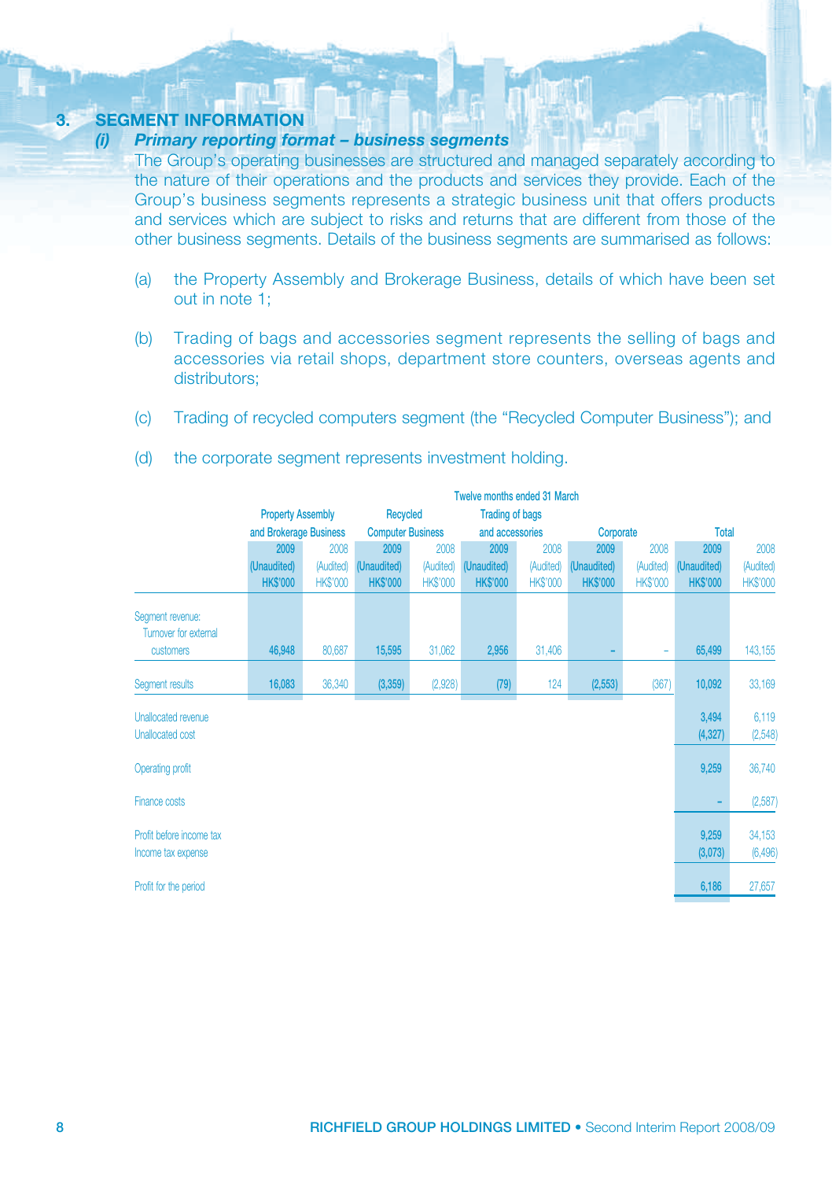## 3. SEGMENT INFORMATION

### (i) *Primary reporting format – business segments*

The Group's operating businesses are structured and managed separately according to the nature of their operations and the products and services they provide. Each of the Group's business segments represents a strategic business unit that offers products and services which are subject to risks and returns that are different from those of the other business segments. Details of the business segments are summarised as follows:

(a) the Property Assembly and Brokerage Business, details of which have been set out in note 1;

(b) Trading of bags and accessories segment represents the selling of bags and accessories via retail shops, department store counters, overseas agents and distributors;

(c) Trading of recycled computers segment (the "Recycled Computer Business"); and

(d) the corporate segment represents investment holding.

| | Twelve months ended 31 March | | | | | | | | | |
|---|---|---|---|---|---|---|---|---|---|---|
| | Property Assembly and Brokerage Business | | Recycled Computer Business | | Trading of bags and accessories | | Corporate | | Total | |
| | 2009 (Unaudited) HK$'000 | 2008 (Audited) HK$'000 | 2009 (Unaudited) HK$'000 | 2008 (Audited) HK$'000 | 2009 (Unaudited) HK$'000 | 2008 (Audited) HK$'000 | 2009 (Unaudited) HK$'000 | 2008 (Audited) HK$'000 | 2009 (Unaudited) HK$'000 | 2008 (Audited) HK$'000 |
| Segment revenue: Turnover for external customers | 46,948 | 80,687 | 15,595 | 31,062 | 2,956 | 31,406 | – | – | 65,499 | 143,155 |
| Segment results | 16,083 | 36,340 | (3,359) | (2,928) | (79) | 124 | (2,553) | (367) | 10,092 | 33,169 |
| Unallocated revenue | | | | | | | | | 3,494 | 6,119 |
| Unallocated cost | | | | | | | | | (4,327) | (2,548) |
| Operating profit | | | | | | | | | 9,259 | 36,740 |
| Finance costs | | | | | | | | | – | (2,587) |
| Profit before income tax | | | | | | | | | 9,259 | 34,153 |
| Income tax expense | | | | | | | | | (3,073) | (6,496) |
| Profit for the period | | | | | | | | | 6,186 | 27,657 |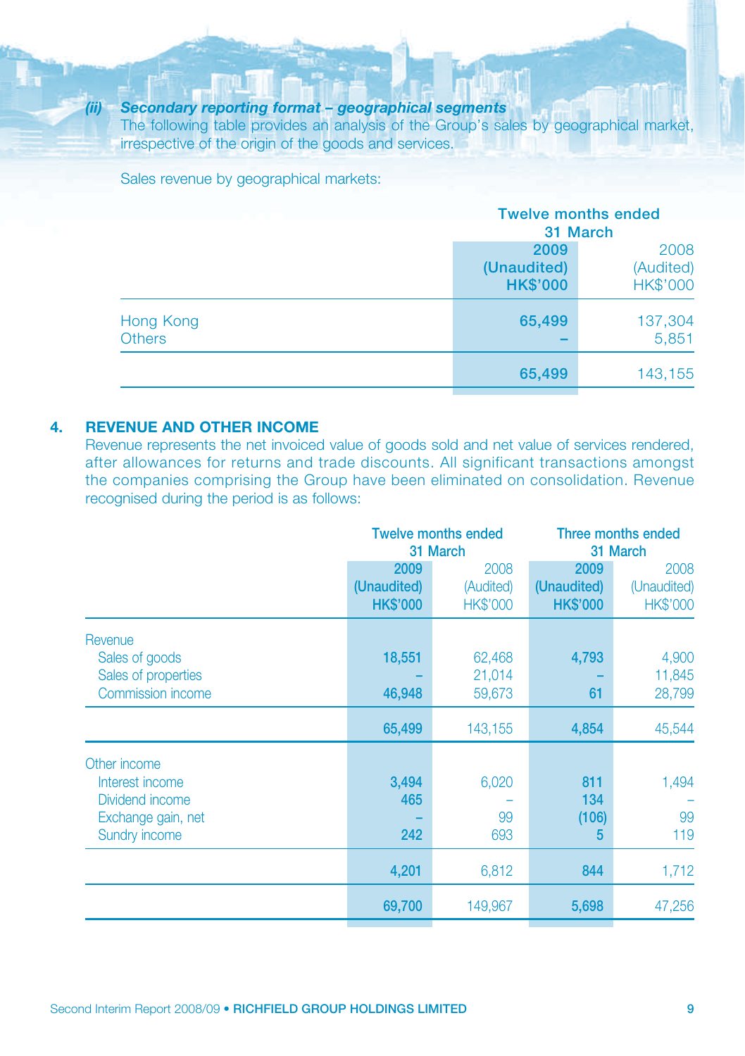*(ii) Secondary reporting format – geographical segments*

The following table provides an analysis of the Group's sales by geographical market, irrespective of the origin of the goods and services.

Sales revenue by geographical markets:

| | Twelve months ended 31 March | |
|---|---|---|
| | **2009 (Unaudited) HK$'000** | 2008 (Audited) HK$'000 |
| Hong Kong | **65,499** | 137,304 |
| Others | **–** | 5,851 |
| | **65,499** | 143,155 |

## 4. REVENUE AND OTHER INCOME

Revenue represents the net invoiced value of goods sold and net value of services rendered, after allowances for returns and trade discounts. All significant transactions amongst the companies comprising the Group have been eliminated on consolidation. Revenue recognised during the period is as follows:

| | Twelve months ended 31 March | | Three months ended 31 March | |
|---|---|---|---|---|
| | **2009 (Unaudited) HK$'000** | 2008 (Audited) HK$'000 | **2009 (Unaudited) HK$'000** | 2008 (Unaudited) HK$'000 |
| Revenue | | | | |
| Sales of goods | **18,551** | 62,468 | **4,793** | 4,900 |
| Sales of properties | **–** | 21,014 | **–** | 11,845 |
| Commission income | **46,948** | 59,673 | **61** | 28,799 |
| | **65,499** | 143,155 | **4,854** | 45,544 |
| Other income | | | | |
| Interest income | **3,494** | 6,020 | **811** | 1,494 |
| Dividend income | **465** | – | **134** | – |
| Exchange gain, net | **–** | 99 | **(106)** | 99 |
| Sundry income | **242** | 693 | **5** | 119 |
| | **4,201** | 6,812 | **844** | 1,712 |
| | **69,700** | 149,967 | **5,698** | 47,256 |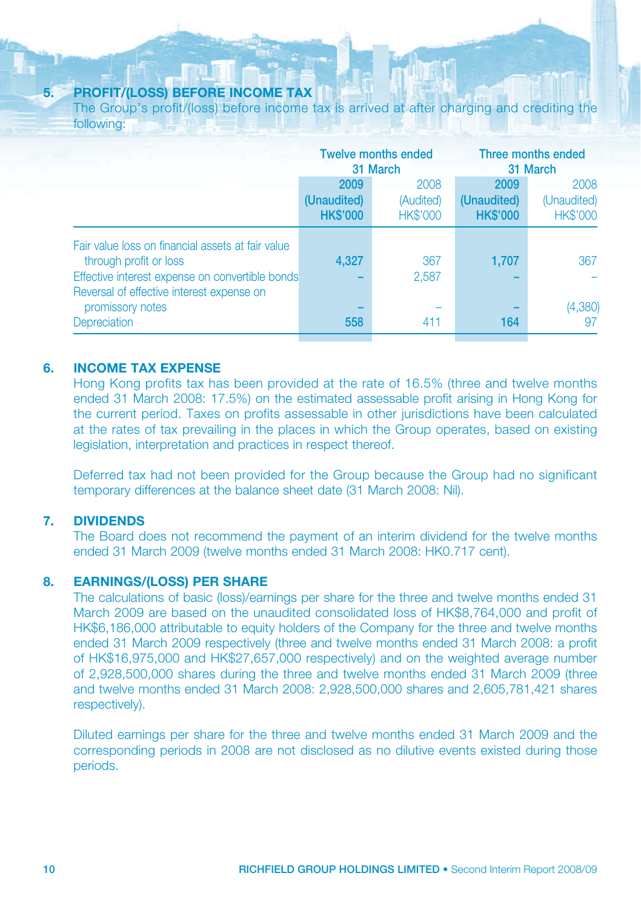## 5. PROFIT/(LOSS) BEFORE INCOME TAX

The Group's profit/(loss) before income tax is arrived at after charging and crediting the following:

| | Twelve months ended 31 March | | Three months ended 31 March | |
|---|---|---|---|---|
| | **2009** | 2008 | **2009** | 2008 |
| | **(Unaudited)** | (Audited) | **(Unaudited)** | (Unaudited) |
| | **HK$'000** | HK$'000 | **HK$'000** | HK$'000 |
| Fair value loss on financial assets at fair value through profit or loss | **4,327** | 367 | **1,707** | 367 |
| Effective interest expense on convertible bonds | **–** | 2,587 | **–** | – |
| Reversal of effective interest expense on promissory notes | **–** | – | **–** | (4,380) |
| Depreciation | **558** | 411 | **164** | 97 |

## 6. INCOME TAX EXPENSE

Hong Kong profits tax has been provided at the rate of 16.5% (three and twelve months ended 31 March 2008: 17.5%) on the estimated assessable profit arising in Hong Kong for the current period. Taxes on profits assessable in other jurisdictions have been calculated at the rates of tax prevailing in the places in which the Group operates, based on existing legislation, interpretation and practices in respect thereof.

Deferred tax had not been provided for the Group because the Group had no significant temporary differences at the balance sheet date (31 March 2008: Nil).

## 7. DIVIDENDS

The Board does not recommend the payment of an interim dividend for the twelve months ended 31 March 2009 (twelve months ended 31 March 2008: HK0.717 cent).

## 8. EARNINGS/(LOSS) PER SHARE

The calculations of basic (loss)/earnings per share for the three and twelve months ended 31 March 2009 are based on the unaudited consolidated loss of HK$8,764,000 and profit of HK$6,186,000 attributable to equity holders of the Company for the three and twelve months ended 31 March 2009 respectively (three and twelve months ended 31 March 2008: a profit of HK$16,975,000 and HK$27,657,000 respectively) and on the weighted average number of 2,928,500,000 shares during the three and twelve months ended 31 March 2009 (three and twelve months ended 31 March 2008: 2,928,500,000 shares and 2,605,781,421 shares respectively).

Diluted earnings per share for the three and twelve months ended 31 March 2009 and the corresponding periods in 2008 are not disclosed as no dilutive events existed during those periods.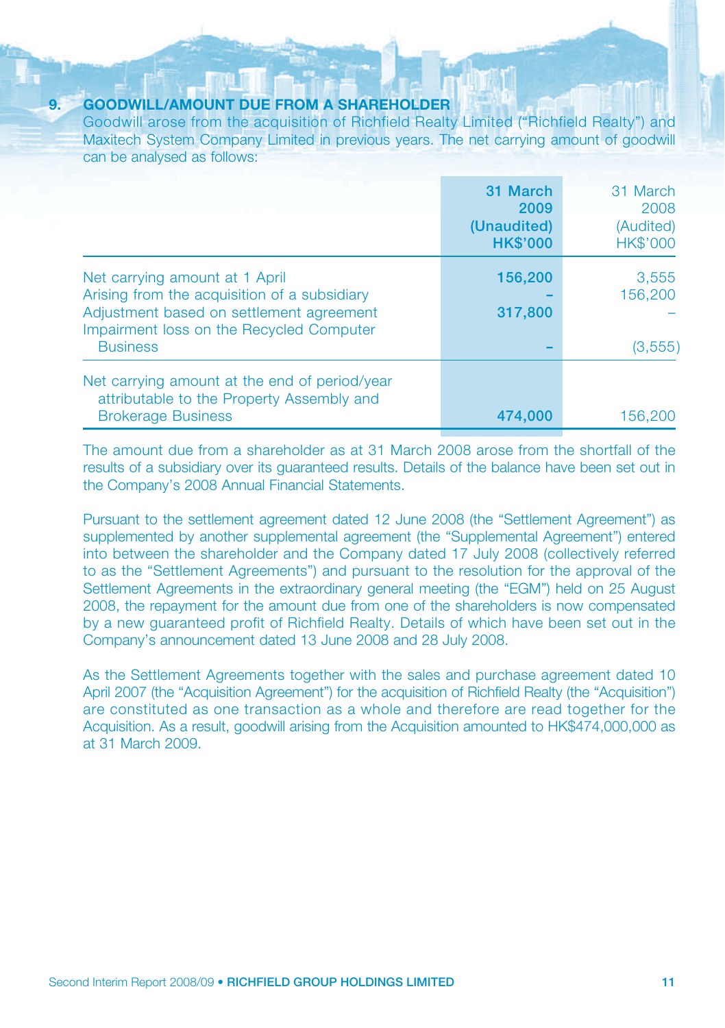## 9. GOODWILL/AMOUNT DUE FROM A SHAREHOLDER

Goodwill arose from the acquisition of Richfield Realty Limited ("Richfield Realty") and Maxitech System Company Limited in previous years. The net carrying amount of goodwill can be analysed as follows:

| | **31 March 2009 (Unaudited) HK$'000** | 31 March 2008 (Audited) HK$'000 |
|---|---|---|
| Net carrying amount at 1 April | **156,200** | 3,555 |
| Arising from the acquisition of a subsidiary | **–** | 156,200 |
| Adjustment based on settlement agreement | **317,800** | – |
| Impairment loss on the Recycled Computer Business | **–** | (3,555) |
| Net carrying amount at the end of period/year attributable to the Property Assembly and Brokerage Business | **474,000** | 156,200 |

The amount due from a shareholder as at 31 March 2008 arose from the shortfall of the results of a subsidiary over its guaranteed results. Details of the balance have been set out in the Company's 2008 Annual Financial Statements.

Pursuant to the settlement agreement dated 12 June 2008 (the "Settlement Agreement") as supplemented by another supplemental agreement (the "Supplemental Agreement") entered into between the shareholder and the Company dated 17 July 2008 (collectively referred to as the "Settlement Agreements") and pursuant to the resolution for the approval of the Settlement Agreements in the extraordinary general meeting (the "EGM") held on 25 August 2008, the repayment for the amount due from one of the shareholders is now compensated by a new guaranteed profit of Richfield Realty. Details of which have been set out in the Company's announcement dated 13 June 2008 and 28 July 2008.

As the Settlement Agreements together with the sales and purchase agreement dated 10 April 2007 (the "Acquisition Agreement") for the acquisition of Richfield Realty (the "Acquisition") are constituted as one transaction as a whole and therefore are read together for the Acquisition. As a result, goodwill arising from the Acquisition amounted to HK$474,000,000 as at 31 March 2009.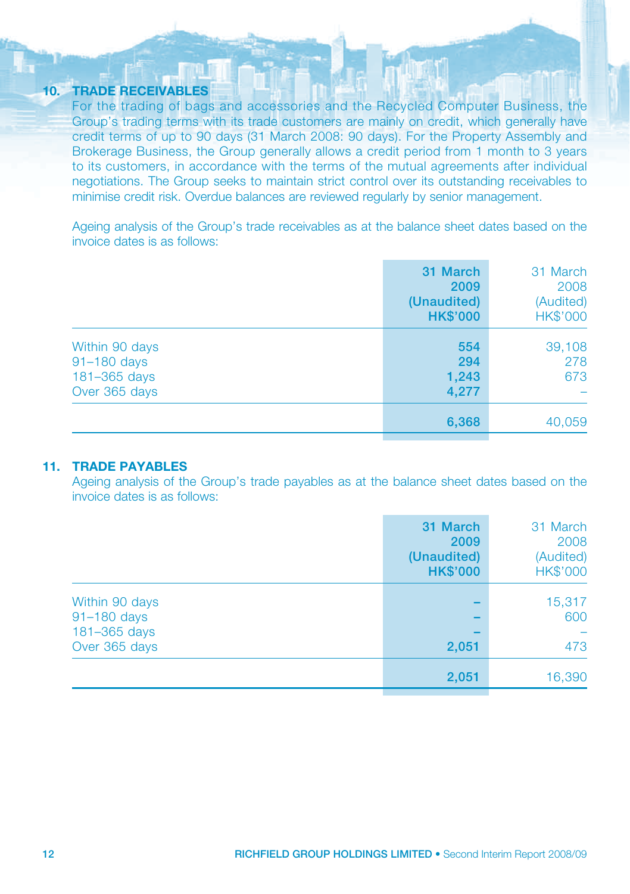## 10. TRADE RECEIVABLES

For the trading of bags and accessories and the Recycled Computer Business, the Group's trading terms with its trade customers are mainly on credit, which generally have credit terms of up to 90 days (31 March 2008: 90 days). For the Property Assembly and Brokerage Business, the Group generally allows a credit period from 1 month to 3 years to its customers, in accordance with the terms of the mutual agreements after individual negotiations. The Group seeks to maintain strict control over its outstanding receivables to minimise credit risk. Overdue balances are reviewed regularly by senior management.

Ageing analysis of the Group's trade receivables as at the balance sheet dates based on the invoice dates is as follows:

| | **31 March 2009 (Unaudited) HK$'000** | 31 March 2008 (Audited) HK$'000 |
|---|---|---|
| Within 90 days | **554** | 39,108 |
| 91–180 days | **294** | 278 |
| 181–365 days | **1,243** | 673 |
| Over 365 days | **4,277** | – |
| | **6,368** | 40,059 |

## 11. TRADE PAYABLES

Ageing analysis of the Group's trade payables as at the balance sheet dates based on the invoice dates is as follows:

| | **31 March 2009 (Unaudited) HK$'000** | 31 March 2008 (Audited) HK$'000 |
|---|---|---|
| Within 90 days | **–** | 15,317 |
| 91–180 days | **–** | 600 |
| 181–365 days | **–** | – |
| Over 365 days | **2,051** | 473 |
| | **2,051** | 16,390 |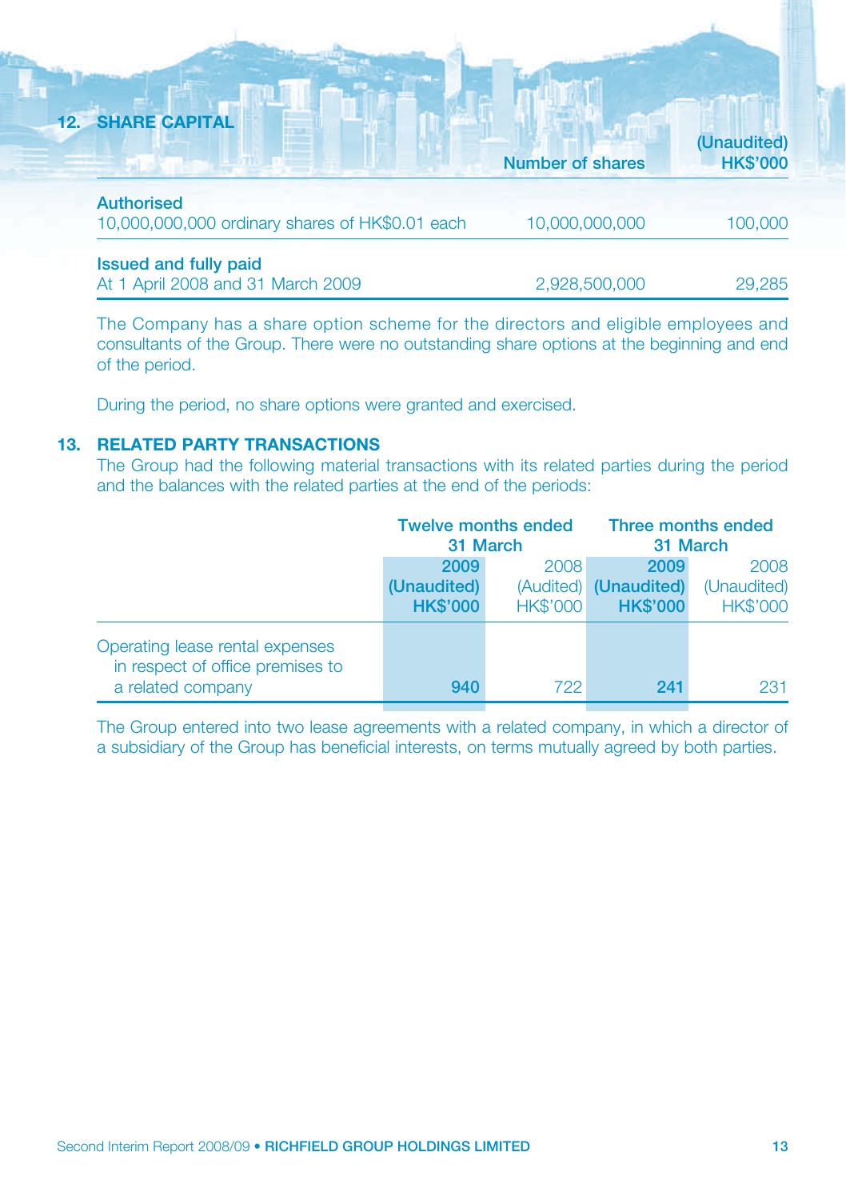## 12. SHARE CAPITAL

| | Number of shares | (Unaudited) HK$'000 |
|---|---|---|
| **Authorised** | | |
| 10,000,000,000 ordinary shares of HK$0.01 each | 10,000,000,000 | 100,000 |
| **Issued and fully paid** | | |
| At 1 April 2008 and 31 March 2009 | 2,928,500,000 | 29,285 |

The Company has a share option scheme for the directors and eligible employees and consultants of the Group. There were no outstanding share options at the beginning and end of the period.

During the period, no share options were granted and exercised.

## 13. RELATED PARTY TRANSACTIONS

The Group had the following material transactions with its related parties during the period and the balances with the related parties at the end of the periods:

| | Twelve months ended 31 March | | Three months ended 31 March | |
|---|---|---|---|---|
| | **2009 (Unaudited) HK$'000** | 2008 (Audited) HK$'000 | **2009 (Unaudited) HK$'000** | 2008 (Unaudited) HK$'000 |
| Operating lease rental expenses in respect of office premises to a related company | **940** | 722 | **241** | 231 |

The Group entered into two lease agreements with a related company, in which a director of a subsidiary of the Group has beneficial interests, on terms mutually agreed by both parties.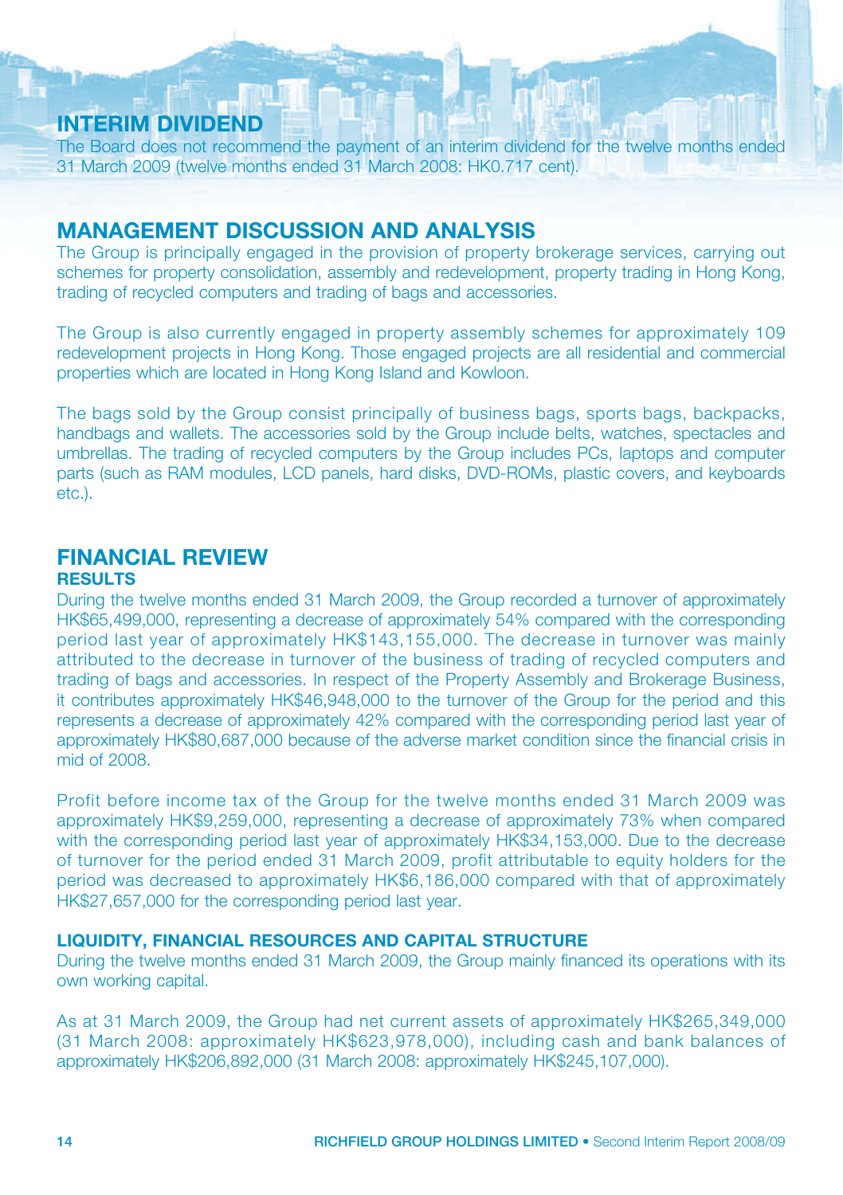## INTERIM DIVIDEND

The Board does not recommend the payment of an interim dividend for the twelve months ended 31 March 2009 (twelve months ended 31 March 2008: HK0.717 cent).

## MANAGEMENT DISCUSSION AND ANALYSIS

The Group is principally engaged in the provision of property brokerage services, carrying out schemes for property consolidation, assembly and redevelopment, property trading in Hong Kong, trading of recycled computers and trading of bags and accessories.

The Group is also currently engaged in property assembly schemes for approximately 109 redevelopment projects in Hong Kong. Those engaged projects are all residential and commercial properties which are located in Hong Kong Island and Kowloon.

The bags sold by the Group consist principally of business bags, sports bags, backpacks, handbags and wallets. The accessories sold by the Group include belts, watches, spectacles and umbrellas. The trading of recycled computers by the Group includes PCs, laptops and computer parts (such as RAM modules, LCD panels, hard disks, DVD-ROMs, plastic covers, and keyboards etc.).

## FINANCIAL REVIEW

### RESULTS

During the twelve months ended 31 March 2009, the Group recorded a turnover of approximately HK$65,499,000, representing a decrease of approximately 54% compared with the corresponding period last year of approximately HK$143,155,000. The decrease in turnover was mainly attributed to the decrease in turnover of the business of trading of recycled computers and trading of bags and accessories. In respect of the Property Assembly and Brokerage Business, it contributes approximately HK$46,948,000 to the turnover of the Group for the period and this represents a decrease of approximately 42% compared with the corresponding period last year of approximately HK$80,687,000 because of the adverse market condition since the financial crisis in mid of 2008.

Profit before income tax of the Group for the twelve months ended 31 March 2009 was approximately HK$9,259,000, representing a decrease of approximately 73% when compared with the corresponding period last year of approximately HK$34,153,000. Due to the decrease of turnover for the period ended 31 March 2009, profit attributable to equity holders for the period was decreased to approximately HK$6,186,000 compared with that of approximately HK$27,657,000 for the corresponding period last year.

### LIQUIDITY, FINANCIAL RESOURCES AND CAPITAL STRUCTURE

During the twelve months ended 31 March 2009, the Group mainly financed its operations with its own working capital.

As at 31 March 2009, the Group had net current assets of approximately HK$265,349,000 (31 March 2008: approximately HK$623,978,000), including cash and bank balances of approximately HK$206,892,000 (31 March 2008: approximately HK$245,107,000).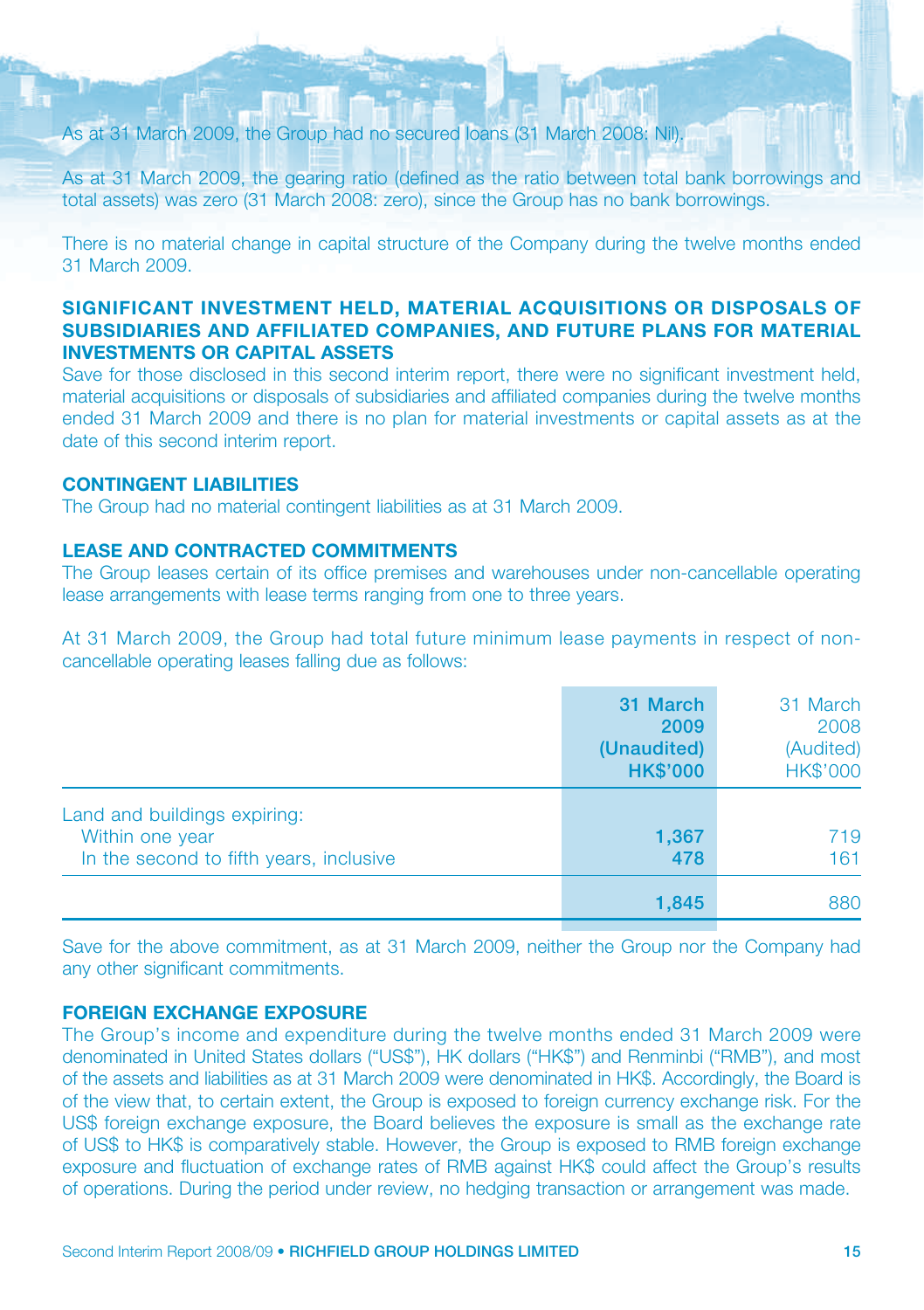As at 31 March 2009, the Group had no secured loans (31 March 2008: Nil).

As at 31 March 2009, the gearing ratio (defined as the ratio between total bank borrowings and total assets) was zero (31 March 2008: zero), since the Group has no bank borrowings.

There is no material change in capital structure of the Company during the twelve months ended 31 March 2009.

## SIGNIFICANT INVESTMENT HELD, MATERIAL ACQUISITIONS OR DISPOSALS OF SUBSIDIARIES AND AFFILIATED COMPANIES, AND FUTURE PLANS FOR MATERIAL INVESTMENTS OR CAPITAL ASSETS

Save for those disclosed in this second interim report, there were no significant investment held, material acquisitions or disposals of subsidiaries and affiliated companies during the twelve months ended 31 March 2009 and there is no plan for material investments or capital assets as at the date of this second interim report.

## CONTINGENT LIABILITIES

The Group had no material contingent liabilities as at 31 March 2009.

## LEASE AND CONTRACTED COMMITMENTS

The Group leases certain of its office premises and warehouses under non-cancellable operating lease arrangements with lease terms ranging from one to three years.

At 31 March 2009, the Group had total future minimum lease payments in respect of non-cancellable operating leases falling due as follows:

| | **31 March 2009 (Unaudited) HK$'000** | 31 March 2008 (Audited) HK$'000 |
|---|---|---|
| Land and buildings expiring: | | |
| Within one year | **1,367** | 719 |
| In the second to fifth years, inclusive | **478** | 161 |
| | **1,845** | 880 |

Save for the above commitment, as at 31 March 2009, neither the Group nor the Company had any other significant commitments.

## FOREIGN EXCHANGE EXPOSURE

The Group's income and expenditure during the twelve months ended 31 March 2009 were denominated in United States dollars ("US$"), HK dollars ("HK$") and Renminbi ("RMB"), and most of the assets and liabilities as at 31 March 2009 were denominated in HK$. Accordingly, the Board is of the view that, to certain extent, the Group is exposed to foreign currency exchange risk. For the US$ foreign exchange exposure, the Board believes the exposure is small as the exchange rate of US$ to HK$ is comparatively stable. However, the Group is exposed to RMB foreign exchange exposure and fluctuation of exchange rates of RMB against HK$ could affect the Group's results of operations. During the period under review, no hedging transaction or arrangement was made.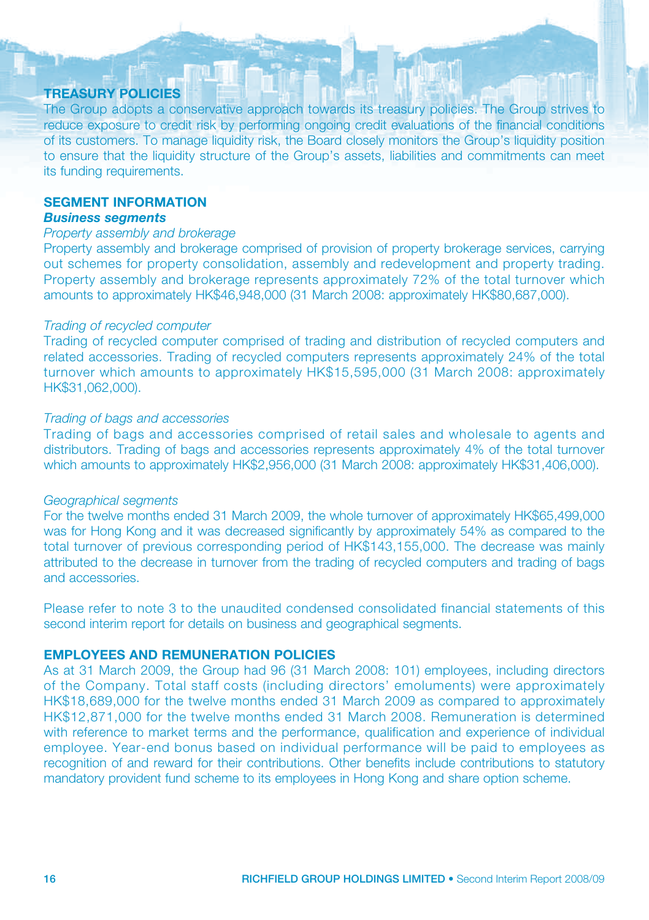## TREASURY POLICIES

The Group adopts a conservative approach towards its treasury policies. The Group strives to reduce exposure to credit risk by performing ongoing credit evaluations of the financial conditions of its customers. To manage liquidity risk, the Board closely monitors the Group's liquidity position to ensure that the liquidity structure of the Group's assets, liabilities and commitments can meet its funding requirements.

## SEGMENT INFORMATION

### *Business segments*

*Property assembly and brokerage*

Property assembly and brokerage comprised of provision of property brokerage services, carrying out schemes for property consolidation, assembly and redevelopment and property trading. Property assembly and brokerage represents approximately 72% of the total turnover which amounts to approximately HK$46,948,000 (31 March 2008: approximately HK$80,687,000).

*Trading of recycled computer*

Trading of recycled computer comprised of trading and distribution of recycled computers and related accessories. Trading of recycled computers represents approximately 24% of the total turnover which amounts to approximately HK$15,595,000 (31 March 2008: approximately HK$31,062,000).

*Trading of bags and accessories*

Trading of bags and accessories comprised of retail sales and wholesale to agents and distributors. Trading of bags and accessories represents approximately 4% of the total turnover which amounts to approximately HK$2,956,000 (31 March 2008: approximately HK$31,406,000).

*Geographical segments*

For the twelve months ended 31 March 2009, the whole turnover of approximately HK$65,499,000 was for Hong Kong and it was decreased significantly by approximately 54% as compared to the total turnover of previous corresponding period of HK$143,155,000. The decrease was mainly attributed to the decrease in turnover from the trading of recycled computers and trading of bags and accessories.

Please refer to note 3 to the unaudited condensed consolidated financial statements of this second interim report for details on business and geographical segments.

## EMPLOYEES AND REMUNERATION POLICIES

As at 31 March 2009, the Group had 96 (31 March 2008: 101) employees, including directors of the Company. Total staff costs (including directors' emoluments) were approximately HK$18,689,000 for the twelve months ended 31 March 2009 as compared to approximately HK$12,871,000 for the twelve months ended 31 March 2008. Remuneration is determined with reference to market terms and the performance, qualification and experience of individual employee. Year-end bonus based on individual performance will be paid to employees as recognition of and reward for their contributions. Other benefits include contributions to statutory mandatory provident fund scheme to its employees in Hong Kong and share option scheme.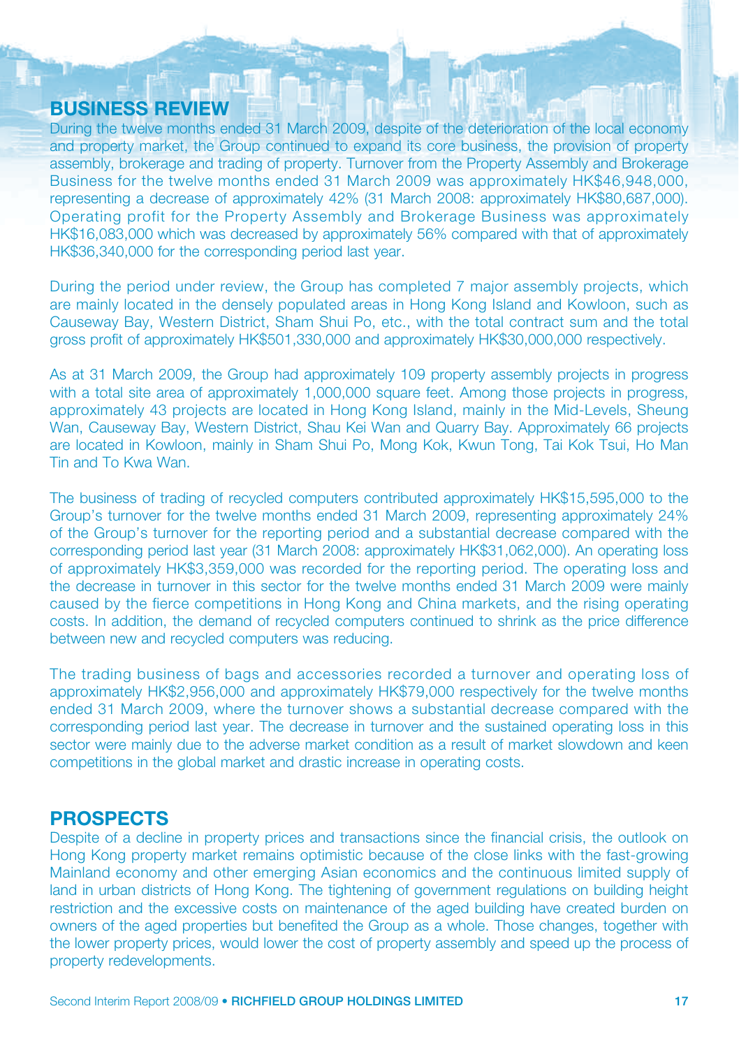## BUSINESS REVIEW

During the twelve months ended 31 March 2009, despite of the deterioration of the local economy and property market, the Group continued to expand its core business, the provision of property assembly, brokerage and trading of property. Turnover from the Property Assembly and Brokerage Business for the twelve months ended 31 March 2009 was approximately HK$46,948,000, representing a decrease of approximately 42% (31 March 2008: approximately HK$80,687,000). Operating profit for the Property Assembly and Brokerage Business was approximately HK$16,083,000 which was decreased by approximately 56% compared with that of approximately HK$36,340,000 for the corresponding period last year.

During the period under review, the Group has completed 7 major assembly projects, which are mainly located in the densely populated areas in Hong Kong Island and Kowloon, such as Causeway Bay, Western District, Sham Shui Po, etc., with the total contract sum and the total gross profit of approximately HK$501,330,000 and approximately HK$30,000,000 respectively.

As at 31 March 2009, the Group had approximately 109 property assembly projects in progress with a total site area of approximately 1,000,000 square feet. Among those projects in progress, approximately 43 projects are located in Hong Kong Island, mainly in the Mid-Levels, Sheung Wan, Causeway Bay, Western District, Shau Kei Wan and Quarry Bay. Approximately 66 projects are located in Kowloon, mainly in Sham Shui Po, Mong Kok, Kwun Tong, Tai Kok Tsui, Ho Man Tin and To Kwa Wan.

The business of trading of recycled computers contributed approximately HK$15,595,000 to the Group's turnover for the twelve months ended 31 March 2009, representing approximately 24% of the Group's turnover for the reporting period and a substantial decrease compared with the corresponding period last year (31 March 2008: approximately HK$31,062,000). An operating loss of approximately HK$3,359,000 was recorded for the reporting period. The operating loss and the decrease in turnover in this sector for the twelve months ended 31 March 2009 were mainly caused by the fierce competitions in Hong Kong and China markets, and the rising operating costs. In addition, the demand of recycled computers continued to shrink as the price difference between new and recycled computers was reducing.

The trading business of bags and accessories recorded a turnover and operating loss of approximately HK$2,956,000 and approximately HK$79,000 respectively for the twelve months ended 31 March 2009, where the turnover shows a substantial decrease compared with the corresponding period last year. The decrease in turnover and the sustained operating loss in this sector were mainly due to the adverse market condition as a result of market slowdown and keen competitions in the global market and drastic increase in operating costs.

## PROSPECTS

Despite of a decline in property prices and transactions since the financial crisis, the outlook on Hong Kong property market remains optimistic because of the close links with the fast-growing Mainland economy and other emerging Asian economics and the continuous limited supply of land in urban districts of Hong Kong. The tightening of government regulations on building height restriction and the excessive costs on maintenance of the aged building have created burden on owners of the aged properties but benefited the Group as a whole. Those changes, together with the lower property prices, would lower the cost of property assembly and speed up the process of property redevelopments.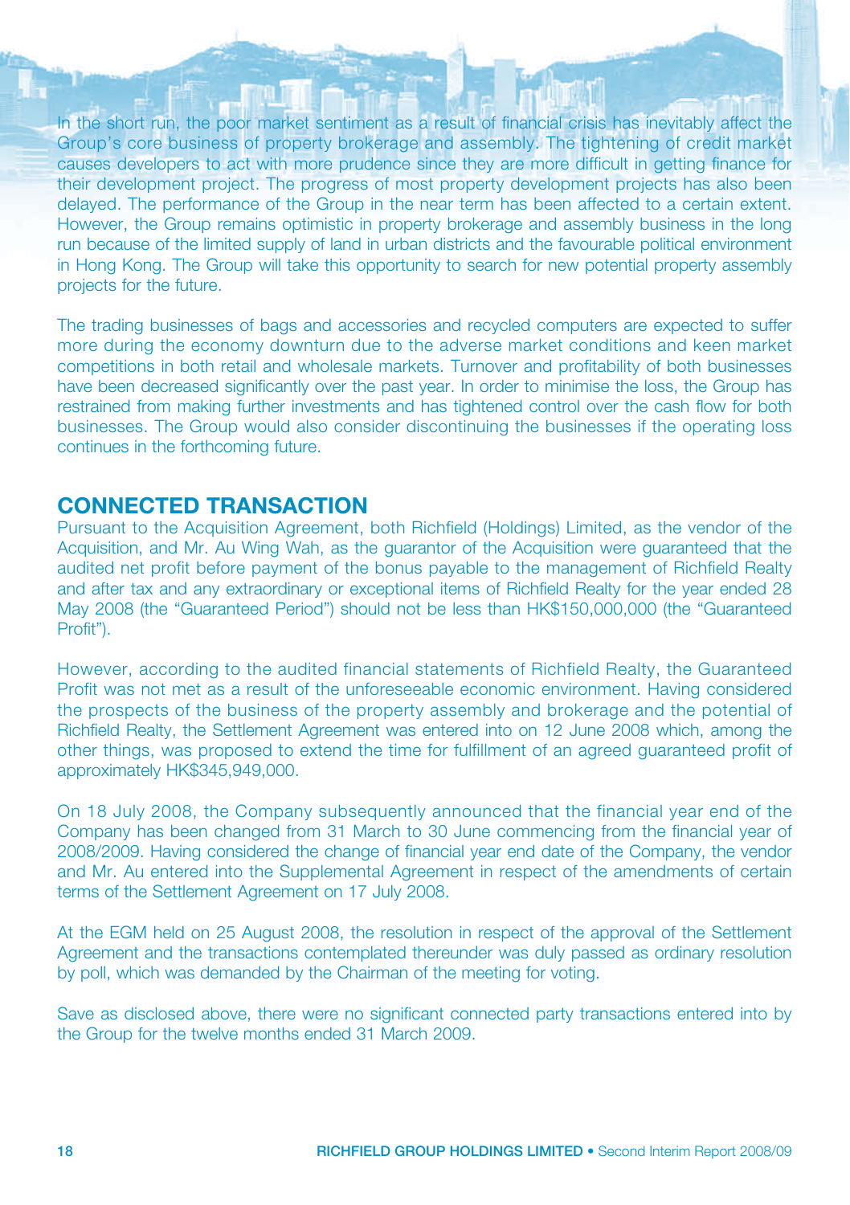In the short run, the poor market sentiment as a result of financial crisis has inevitably affect the Group's core business of property brokerage and assembly. The tightening of credit market causes developers to act with more prudence since they are more difficult in getting finance for their development project. The progress of most property development projects has also been delayed. The performance of the Group in the near term has been affected to a certain extent. However, the Group remains optimistic in property brokerage and assembly business in the long run because of the limited supply of land in urban districts and the favourable political environment in Hong Kong. The Group will take this opportunity to search for new potential property assembly projects for the future.

The trading businesses of bags and accessories and recycled computers are expected to suffer more during the economy downturn due to the adverse market conditions and keen market competitions in both retail and wholesale markets. Turnover and profitability of both businesses have been decreased significantly over the past year. In order to minimise the loss, the Group has restrained from making further investments and has tightened control over the cash flow for both businesses. The Group would also consider discontinuing the businesses if the operating loss continues in the forthcoming future.

## CONNECTED TRANSACTION

Pursuant to the Acquisition Agreement, both Richfield (Holdings) Limited, as the vendor of the Acquisition, and Mr. Au Wing Wah, as the guarantor of the Acquisition were guaranteed that the audited net profit before payment of the bonus payable to the management of Richfield Realty and after tax and any extraordinary or exceptional items of Richfield Realty for the year ended 28 May 2008 (the "Guaranteed Period") should not be less than HK$150,000,000 (the "Guaranteed Profit").

However, according to the audited financial statements of Richfield Realty, the Guaranteed Profit was not met as a result of the unforeseeable economic environment. Having considered the prospects of the business of the property assembly and brokerage and the potential of Richfield Realty, the Settlement Agreement was entered into on 12 June 2008 which, among the other things, was proposed to extend the time for fulfillment of an agreed guaranteed profit of approximately HK$345,949,000.

On 18 July 2008, the Company subsequently announced that the financial year end of the Company has been changed from 31 March to 30 June commencing from the financial year of 2008/2009. Having considered the change of financial year end date of the Company, the vendor and Mr. Au entered into the Supplemental Agreement in respect of the amendments of certain terms of the Settlement Agreement on 17 July 2008.

At the EGM held on 25 August 2008, the resolution in respect of the approval of the Settlement Agreement and the transactions contemplated thereunder was duly passed as ordinary resolution by poll, which was demanded by the Chairman of the meeting for voting.

Save as disclosed above, there were no significant connected party transactions entered into by the Group for the twelve months ended 31 March 2009.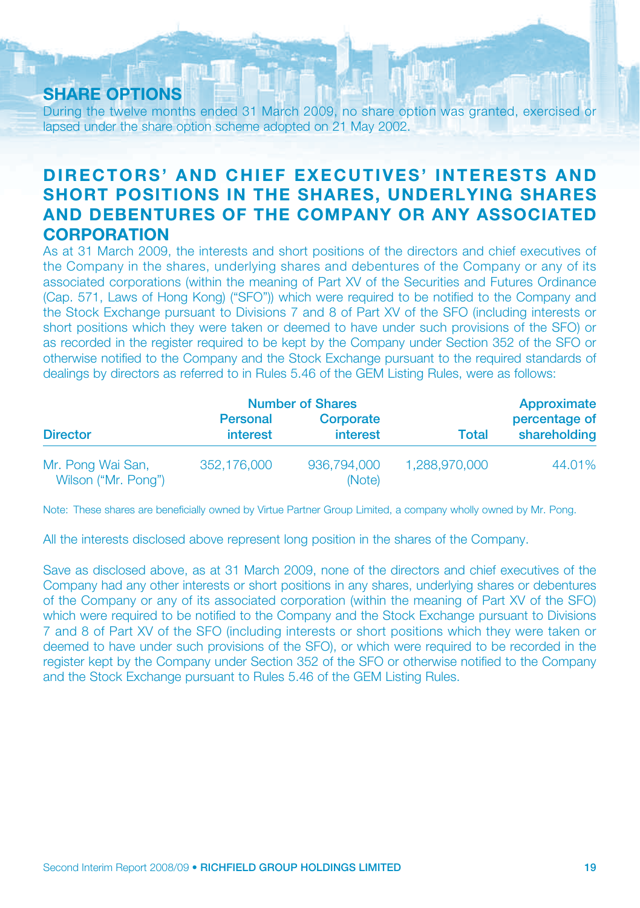## SHARE OPTIONS

During the twelve months ended 31 March 2009, no share option was granted, exercised or lapsed under the share option scheme adopted on 21 May 2002.

## DIRECTORS' AND CHIEF EXECUTIVES' INTERESTS AND SHORT POSITIONS IN THE SHARES, UNDERLYING SHARES AND DEBENTURES OF THE COMPANY OR ANY ASSOCIATED CORPORATION

As at 31 March 2009, the interests and short positions of the directors and chief executives of the Company in the shares, underlying shares and debentures of the Company or any of its associated corporations (within the meaning of Part XV of the Securities and Futures Ordinance (Cap. 571, Laws of Hong Kong) ("SFO")) which were required to be notified to the Company and the Stock Exchange pursuant to Divisions 7 and 8 of Part XV of the SFO (including interests or short positions which they were taken or deemed to have under such provisions of the SFO) or as recorded in the register required to be kept by the Company under Section 352 of the SFO or otherwise notified to the Company and the Stock Exchange pursuant to the required standards of dealings by directors as referred to in Rules 5.46 of the GEM Listing Rules, were as follows:

| | Number of Shares | | | |
|---|---|---|---|---|
| Director | Personal interest | Corporate interest | Total | Approximate percentage of shareholding |
| Mr. Pong Wai San, Wilson ("Mr. Pong") | 352,176,000 | 936,794,000 (Note) | 1,288,970,000 | 44.01% |

Note: These shares are beneficially owned by Virtue Partner Group Limited, a company wholly owned by Mr. Pong.

All the interests disclosed above represent long position in the shares of the Company.

Save as disclosed above, as at 31 March 2009, none of the directors and chief executives of the Company had any other interests or short positions in any shares, underlying shares or debentures of the Company or any of its associated corporation (within the meaning of Part XV of the SFO) which were required to be notified to the Company and the Stock Exchange pursuant to Divisions 7 and 8 of Part XV of the SFO (including interests or short positions which they were taken or deemed to have under such provisions of the SFO), or which were required to be recorded in the register kept by the Company under Section 352 of the SFO or otherwise notified to the Company and the Stock Exchange pursuant to Rules 5.46 of the GEM Listing Rules.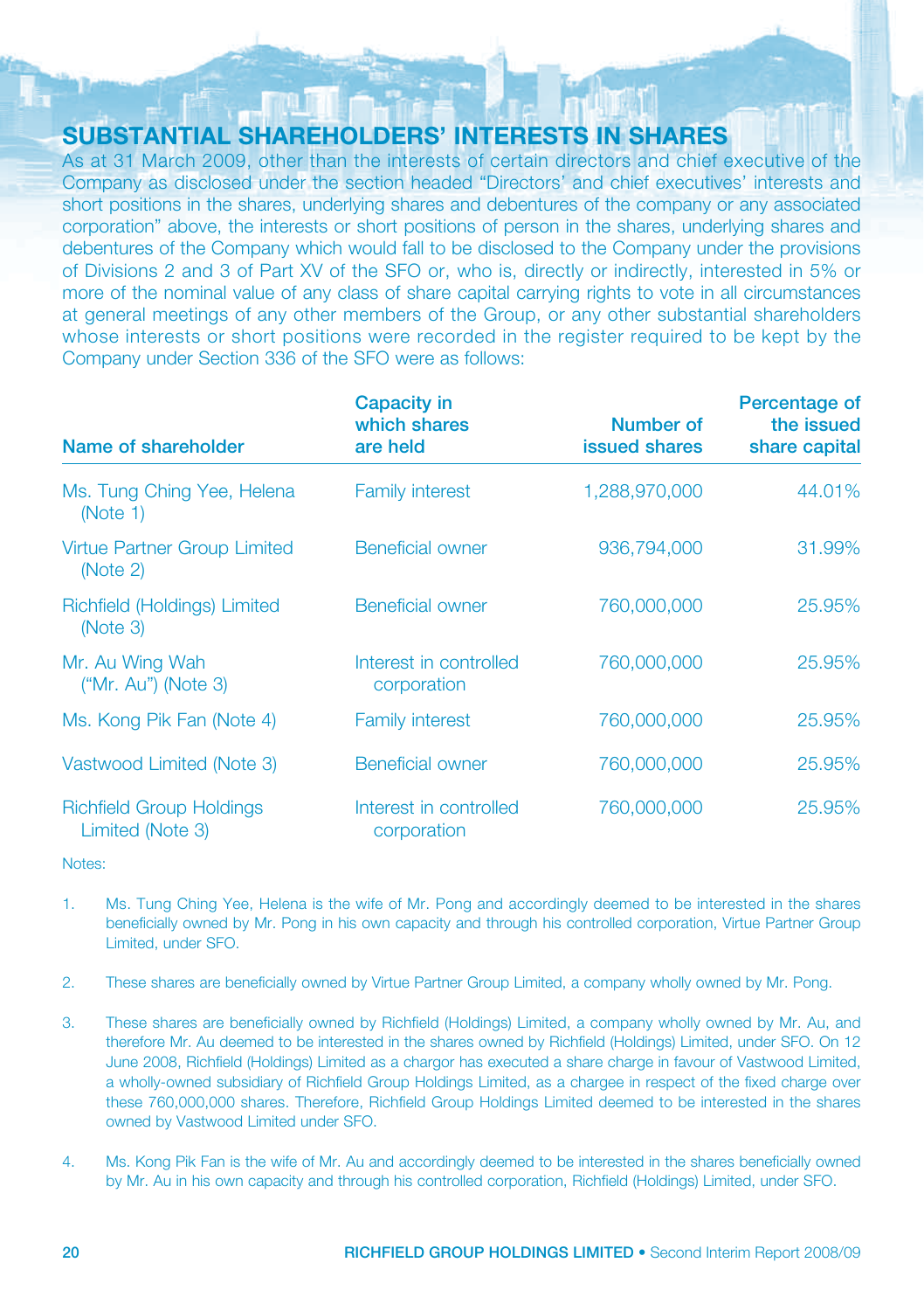## SUBSTANTIAL SHAREHOLDERS' INTERESTS IN SHARES

As at 31 March 2009, other than the interests of certain directors and chief executive of the Company as disclosed under the section headed "Directors' and chief executives' interests and short positions in the shares, underlying shares and debentures of the company or any associated corporation" above, the interests or short positions of person in the shares, underlying shares and debentures of the Company which would fall to be disclosed to the Company under the provisions of Divisions 2 and 3 of Part XV of the SFO or, who is, directly or indirectly, interested in 5% or more of the nominal value of any class of share capital carrying rights to vote in all circumstances at general meetings of any other members of the Group, or any other substantial shareholders whose interests or short positions were recorded in the register required to be kept by the Company under Section 336 of the SFO were as follows:

| Name of shareholder | Capacity in which shares are held | Number of issued shares | Percentage of the issued share capital |
|---|---|---:|---:|
| Ms. Tung Ching Yee, Helena (Note 1) | Family interest | 1,288,970,000 | 44.01% |
| Virtue Partner Group Limited (Note 2) | Beneficial owner | 936,794,000 | 31.99% |
| Richfield (Holdings) Limited (Note 3) | Beneficial owner | 760,000,000 | 25.95% |
| Mr. Au Wing Wah ("Mr. Au") (Note 3) | Interest in controlled corporation | 760,000,000 | 25.95% |
| Ms. Kong Pik Fan (Note 4) | Family interest | 760,000,000 | 25.95% |
| Vastwood Limited (Note 3) | Beneficial owner | 760,000,000 | 25.95% |
| Richfield Group Holdings Limited (Note 3) | Interest in controlled corporation | 760,000,000 | 25.95% |

Notes:

1. Ms. Tung Ching Yee, Helena is the wife of Mr. Pong and accordingly deemed to be interested in the shares beneficially owned by Mr. Pong in his own capacity and through his controlled corporation, Virtue Partner Group Limited, under SFO.

2. These shares are beneficially owned by Virtue Partner Group Limited, a company wholly owned by Mr. Pong.

3. These shares are beneficially owned by Richfield (Holdings) Limited, a company wholly owned by Mr. Au, and therefore Mr. Au deemed to be interested in the shares owned by Richfield (Holdings) Limited, under SFO. On 12 June 2008, Richfield (Holdings) Limited as a chargor has executed a share charge in favour of Vastwood Limited, a wholly-owned subsidiary of Richfield Group Holdings Limited, as a chargee in respect of the fixed charge over these 760,000,000 shares. Therefore, Richfield Group Holdings Limited deemed to be interested in the shares owned by Vastwood Limited under SFO.

4. Ms. Kong Pik Fan is the wife of Mr. Au and accordingly deemed to be interested in the shares beneficially owned by Mr. Au in his own capacity and through his controlled corporation, Richfield (Holdings) Limited, under SFO.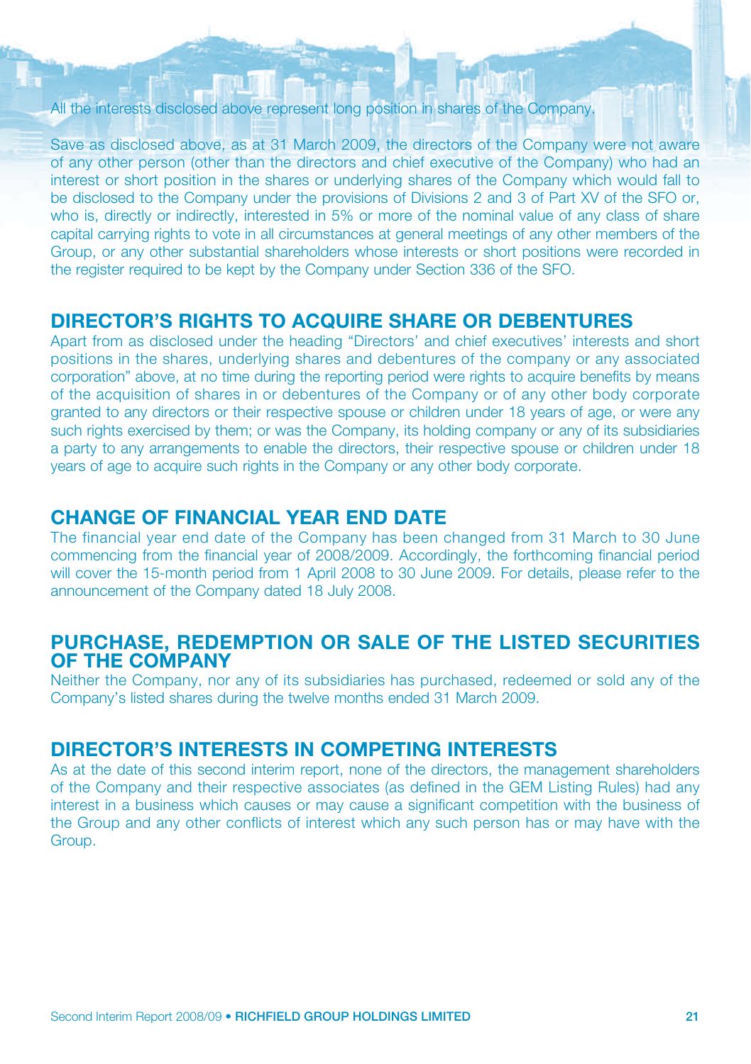All the interests disclosed above represent long position in shares of the Company.

Save as disclosed above, as at 31 March 2009, the directors of the Company were not aware of any other person (other than the directors and chief executive of the Company) who had an interest or short position in the shares or underlying shares of the Company which would fall to be disclosed to the Company under the provisions of Divisions 2 and 3 of Part XV of the SFO or, who is, directly or indirectly, interested in 5% or more of the nominal value of any class of share capital carrying rights to vote in all circumstances at general meetings of any other members of the Group, or any other substantial shareholders whose interests or short positions were recorded in the register required to be kept by the Company under Section 336 of the SFO.

## DIRECTOR'S RIGHTS TO ACQUIRE SHARE OR DEBENTURES

Apart from as disclosed under the heading "Directors' and chief executives' interests and short positions in the shares, underlying shares and debentures of the company or any associated corporation" above, at no time during the reporting period were rights to acquire benefits by means of the acquisition of shares in or debentures of the Company or of any other body corporate granted to any directors or their respective spouse or children under 18 years of age, or were any such rights exercised by them; or was the Company, its holding company or any of its subsidiaries a party to any arrangements to enable the directors, their respective spouse or children under 18 years of age to acquire such rights in the Company or any other body corporate.

## CHANGE OF FINANCIAL YEAR END DATE

The financial year end date of the Company has been changed from 31 March to 30 June commencing from the financial year of 2008/2009. Accordingly, the forthcoming financial period will cover the 15-month period from 1 April 2008 to 30 June 2009. For details, please refer to the announcement of the Company dated 18 July 2008.

## PURCHASE, REDEMPTION OR SALE OF THE LISTED SECURITIES OF THE COMPANY

Neither the Company, nor any of its subsidiaries has purchased, redeemed or sold any of the Company's listed shares during the twelve months ended 31 March 2009.

## DIRECTOR'S INTERESTS IN COMPETING INTERESTS

As at the date of this second interim report, none of the directors, the management shareholders of the Company and their respective associates (as defined in the GEM Listing Rules) had any interest in a business which causes or may cause a significant competition with the business of the Group and any other conflicts of interest which any such person has or may have with the Group.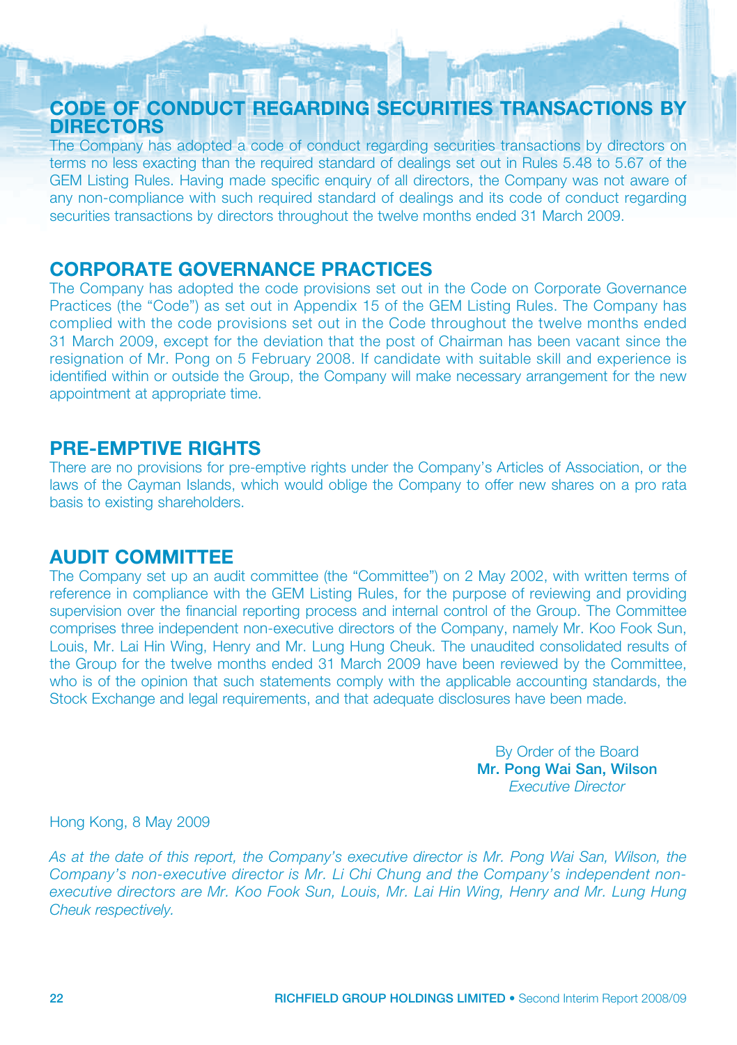## CODE OF CONDUCT REGARDING SECURITIES TRANSACTIONS BY DIRECTORS

The Company has adopted a code of conduct regarding securities transactions by directors on terms no less exacting than the required standard of dealings set out in Rules 5.48 to 5.67 of the GEM Listing Rules. Having made specific enquiry of all directors, the Company was not aware of any non-compliance with such required standard of dealings and its code of conduct regarding securities transactions by directors throughout the twelve months ended 31 March 2009.

## CORPORATE GOVERNANCE PRACTICES

The Company has adopted the code provisions set out in the Code on Corporate Governance Practices (the "Code") as set out in Appendix 15 of the GEM Listing Rules. The Company has complied with the code provisions set out in the Code throughout the twelve months ended 31 March 2009, except for the deviation that the post of Chairman has been vacant since the resignation of Mr. Pong on 5 February 2008. If candidate with suitable skill and experience is identified within or outside the Group, the Company will make necessary arrangement for the new appointment at appropriate time.

## PRE-EMPTIVE RIGHTS

There are no provisions for pre-emptive rights under the Company's Articles of Association, or the laws of the Cayman Islands, which would oblige the Company to offer new shares on a pro rata basis to existing shareholders.

## AUDIT COMMITTEE

The Company set up an audit committee (the "Committee") on 2 May 2002, with written terms of reference in compliance with the GEM Listing Rules, for the purpose of reviewing and providing supervision over the financial reporting process and internal control of the Group. The Committee comprises three independent non-executive directors of the Company, namely Mr. Koo Fook Sun, Louis, Mr. Lai Hin Wing, Henry and Mr. Lung Hung Cheuk. The unaudited consolidated results of the Group for the twelve months ended 31 March 2009 have been reviewed by the Committee, who is of the opinion that such statements comply with the applicable accounting standards, the Stock Exchange and legal requirements, and that adequate disclosures have been made.

By Order of the Board
**Mr. Pong Wai San, Wilson**
*Executive Director*

Hong Kong, 8 May 2009

*As at the date of this report, the Company's executive director is Mr. Pong Wai San, Wilson, the Company's non-executive director is Mr. Li Chi Chung and the Company's independent non-executive directors are Mr. Koo Fook Sun, Louis, Mr. Lai Hin Wing, Henry and Mr. Lung Hung Cheuk respectively.*